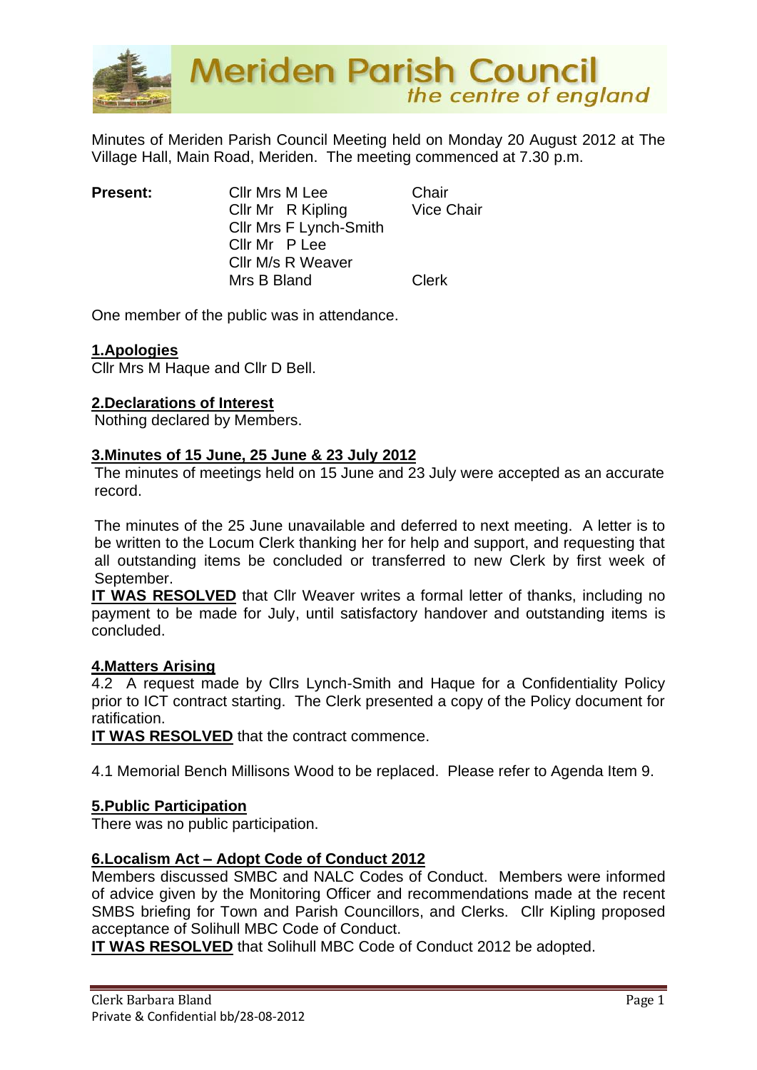# Meriden Parish Council
*the centre of england*

Minutes of Meriden Parish Council Meeting held on Monday 20 August 2012 at The Village Hall, Main Road, Meriden. The meeting commenced at 7.30 p.m.

| **Present:** | Cllr Mrs M Lee | Chair |
|---|---|---|
| | Cllr Mr R Kipling | Vice Chair |
| | Cllr Mrs F Lynch-Smith | |
| | Cllr Mr P Lee | |
| | Cllr M/s R Weaver | |
| | Mrs B Bland | Clerk |

One member of the public was in attendance.

## 1.Apologies

Cllr Mrs M Haque and Cllr D Bell.

## 2.Declarations of Interest

Nothing declared by Members.

## 3.Minutes of 15 June, 25 June & 23 July 2012

The minutes of meetings held on 15 June and 23 July were accepted as an accurate record.

The minutes of the 25 June unavailable and deferred to next meeting. A letter is to be written to the Locum Clerk thanking her for help and support, and requesting that all outstanding items be concluded or transferred to new Clerk by first week of September.

**IT WAS RESOLVED** that Cllr Weaver writes a formal letter of thanks, including no payment to be made for July, until satisfactory handover and outstanding items is concluded.

## 4.Matters Arising

4.2 A request made by Cllrs Lynch-Smith and Haque for a Confidentiality Policy prior to ICT contract starting. The Clerk presented a copy of the Policy document for ratification.

**IT WAS RESOLVED** that the contract commence.

4.1 Memorial Bench Millisons Wood to be replaced. Please refer to Agenda Item 9.

## 5.Public Participation

There was no public participation.

## 6.Localism Act – Adopt Code of Conduct 2012

Members discussed SMBC and NALC Codes of Conduct. Members were informed of advice given by the Monitoring Officer and recommendations made at the recent SMBS briefing for Town and Parish Councillors, and Clerks. Cllr Kipling proposed acceptance of Solihull MBC Code of Conduct.

**IT WAS RESOLVED** that Solihull MBC Code of Conduct 2012 be adopted.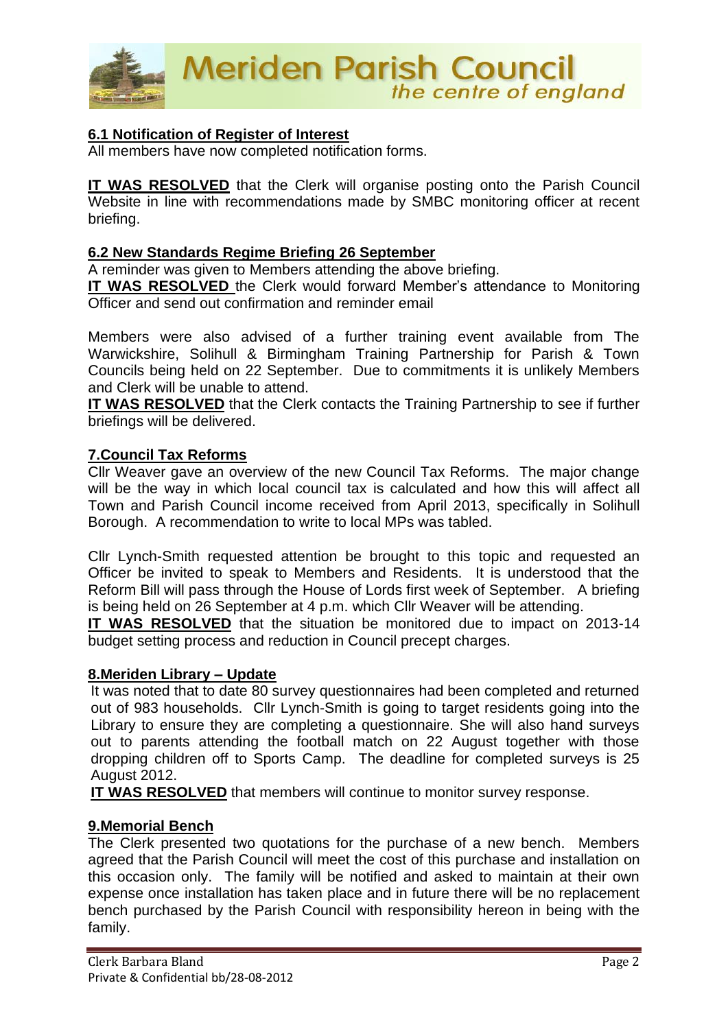### 6.1 Notification of Register of Interest

All members have now completed notification forms.

**IT WAS RESOLVED** that the Clerk will organise posting onto the Parish Council Website in line with recommendations made by SMBC monitoring officer at recent briefing.

### 6.2 New Standards Regime Briefing 26 September

A reminder was given to Members attending the above briefing.

**IT WAS RESOLVED** the Clerk would forward Member's attendance to Monitoring Officer and send out confirmation and reminder email

Members were also advised of a further training event available from The Warwickshire, Solihull & Birmingham Training Partnership for Parish & Town Councils being held on 22 September. Due to commitments it is unlikely Members and Clerk will be unable to attend.

**IT WAS RESOLVED** that the Clerk contacts the Training Partnership to see if further briefings will be delivered.

### 7.Council Tax Reforms

Cllr Weaver gave an overview of the new Council Tax Reforms. The major change will be the way in which local council tax is calculated and how this will affect all Town and Parish Council income received from April 2013, specifically in Solihull Borough. A recommendation to write to local MPs was tabled.

Cllr Lynch-Smith requested attention be brought to this topic and requested an Officer be invited to speak to Members and Residents. It is understood that the Reform Bill will pass through the House of Lords first week of September. A briefing is being held on 26 September at 4 p.m. which Cllr Weaver will be attending.

**IT WAS RESOLVED** that the situation be monitored due to impact on 2013-14 budget setting process and reduction in Council precept charges.

### 8.Meriden Library – Update

It was noted that to date 80 survey questionnaires had been completed and returned out of 983 households. Cllr Lynch-Smith is going to target residents going into the Library to ensure they are completing a questionnaire. She will also hand surveys out to parents attending the football match on 22 August together with those dropping children off to Sports Camp. The deadline for completed surveys is 25 August 2012.

**IT WAS RESOLVED** that members will continue to monitor survey response.

### 9.Memorial Bench

The Clerk presented two quotations for the purchase of a new bench. Members agreed that the Parish Council will meet the cost of this purchase and installation on this occasion only. The family will be notified and asked to maintain at their own expense once installation has taken place and in future there will be no replacement bench purchased by the Parish Council with responsibility hereon in being with the family.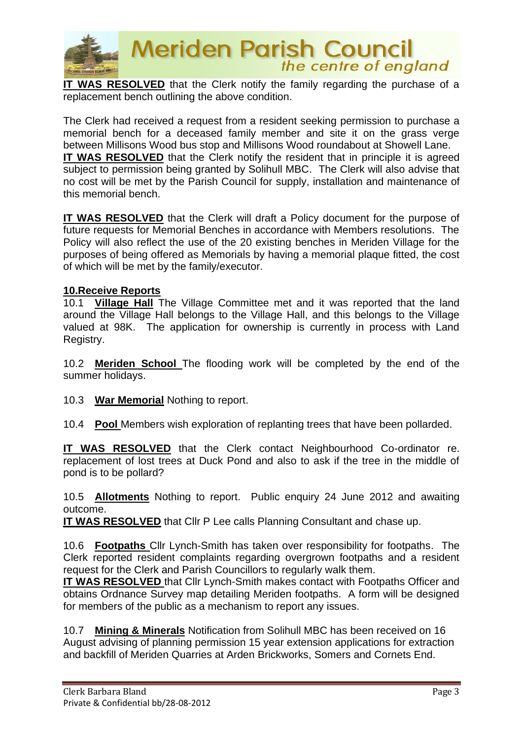**IT WAS RESOLVED** that the Clerk notify the family regarding the purchase of a replacement bench outlining the above condition.

The Clerk had received a request from a resident seeking permission to purchase a memorial bench for a deceased family member and site it on the grass verge between Millisons Wood bus stop and Millisons Wood roundabout at Showell Lane.
**IT WAS RESOLVED** that the Clerk notify the resident that in principle it is agreed subject to permission being granted by Solihull MBC. The Clerk will also advise that no cost will be met by the Parish Council for supply, installation and maintenance of this memorial bench.

**IT WAS RESOLVED** that the Clerk will draft a Policy document for the purpose of future requests for Memorial Benches in accordance with Members resolutions. The Policy will also reflect the use of the 20 existing benches in Meriden Village for the purposes of being offered as Memorials by having a memorial plaque fitted, the cost of which will be met by the family/executor.

## 10.Receive Reports

10.1 **Village Hall** The Village Committee met and it was reported that the land around the Village Hall belongs to the Village Hall, and this belongs to the Village valued at 98K. The application for ownership is currently in process with Land Registry.

10.2 **Meriden School** The flooding work will be completed by the end of the summer holidays.

10.3 **War Memorial** Nothing to report.

10.4 **Pool** Members wish exploration of replanting trees that have been pollarded.

**IT WAS RESOLVED** that the Clerk contact Neighbourhood Co-ordinator re. replacement of lost trees at Duck Pond and also to ask if the tree in the middle of pond is to be pollard?

10.5 **Allotments** Nothing to report. Public enquiry 24 June 2012 and awaiting outcome.
**IT WAS RESOLVED** that Cllr P Lee calls Planning Consultant and chase up.

10.6 **Footpaths** Cllr Lynch-Smith has taken over responsibility for footpaths. The Clerk reported resident complaints regarding overgrown footpaths and a resident request for the Clerk and Parish Councillors to regularly walk them.
**IT WAS RESOLVED** that Cllr Lynch-Smith makes contact with Footpaths Officer and obtains Ordnance Survey map detailing Meriden footpaths. A form will be designed for members of the public as a mechanism to report any issues.

10.7 **Mining & Minerals** Notification from Solihull MBC has been received on 16 August advising of planning permission 15 year extension applications for extraction and backfill of Meriden Quarries at Arden Brickworks, Somers and Cornets End.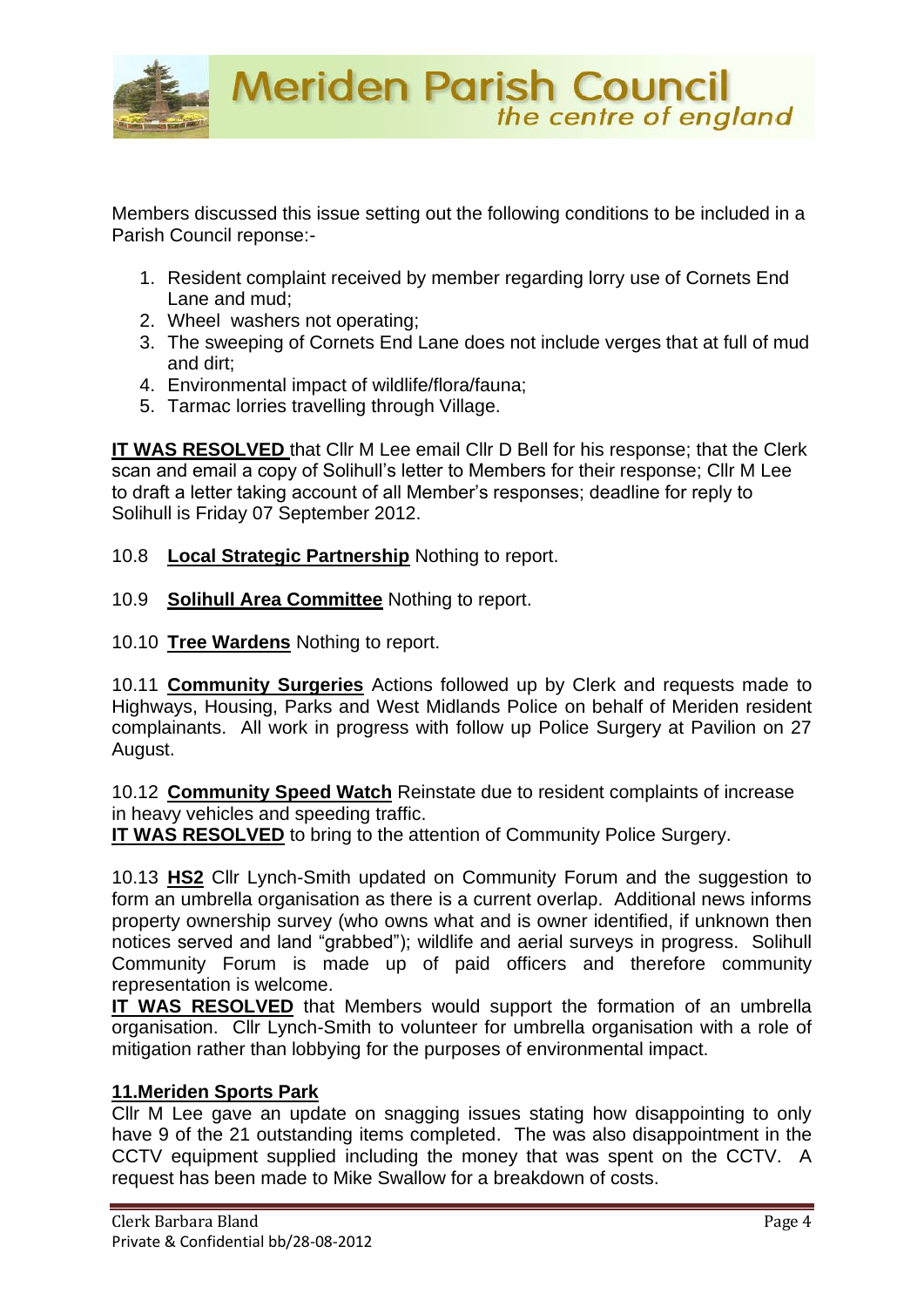Members discussed this issue setting out the following conditions to be included in a Parish Council reponse:-

1. Resident complaint received by member regarding lorry use of Cornets End Lane and mud;
2. Wheel washers not operating;
3. The sweeping of Cornets End Lane does not include verges that at full of mud and dirt;
4. Environmental impact of wildlife/flora/fauna;
5. Tarmac lorries travelling through Village.

**IT WAS RESOLVED** that Cllr M Lee email Cllr D Bell for his response; that the Clerk scan and email a copy of Solihull's letter to Members for their response; Cllr M Lee to draft a letter taking account of all Member's responses; deadline for reply to Solihull is Friday 07 September 2012.

10.8 **Local Strategic Partnership** Nothing to report.

10.9 **Solihull Area Committee** Nothing to report.

10.10 **Tree Wardens** Nothing to report.

10.11 **Community Surgeries** Actions followed up by Clerk and requests made to Highways, Housing, Parks and West Midlands Police on behalf of Meriden resident complainants. All work in progress with follow up Police Surgery at Pavilion on 27 August.

10.12 **Community Speed Watch** Reinstate due to resident complaints of increase in heavy vehicles and speeding traffic.
**IT WAS RESOLVED** to bring to the attention of Community Police Surgery.

10.13 **HS2** Cllr Lynch-Smith updated on Community Forum and the suggestion to form an umbrella organisation as there is a current overlap. Additional news informs property ownership survey (who owns what and is owner identified, if unknown then notices served and land "grabbed"); wildlife and aerial surveys in progress. Solihull Community Forum is made up of paid officers and therefore community representation is welcome.
**IT WAS RESOLVED** that Members would support the formation of an umbrella organisation. Cllr Lynch-Smith to volunteer for umbrella organisation with a role of mitigation rather than lobbying for the purposes of environmental impact.

## 11.Meriden Sports Park

Cllr M Lee gave an update on snagging issues stating how disappointing to only have 9 of the 21 outstanding items completed. The was also disappointment in the CCTV equipment supplied including the money that was spent on the CCTV. A request has been made to Mike Swallow for a breakdown of costs.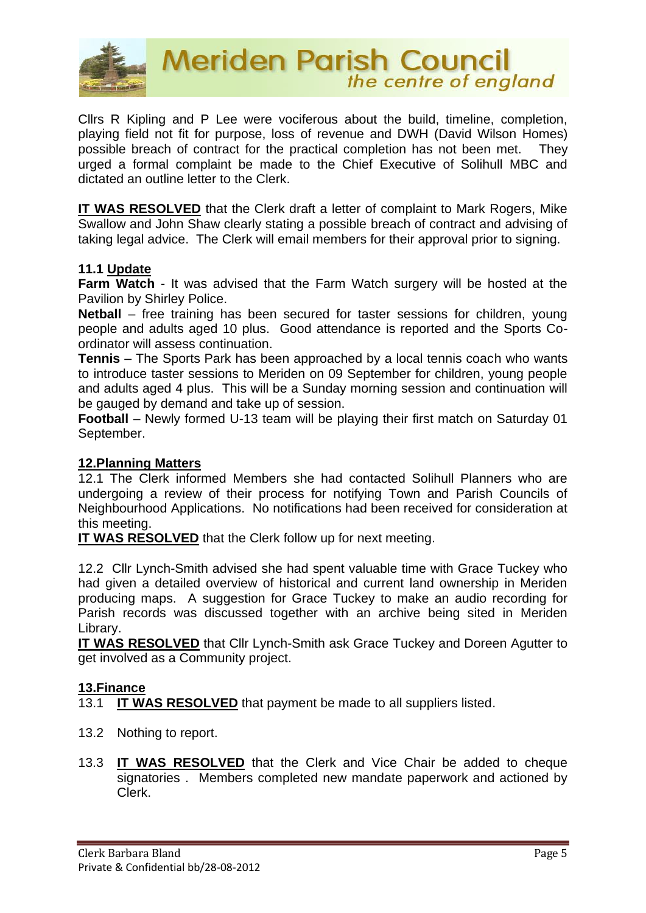Cllrs R Kipling and P Lee were vociferous about the build, timeline, completion, playing field not fit for purpose, loss of revenue and DWH (David Wilson Homes) possible breach of contract for the practical completion has not been met. They urged a formal complaint be made to the Chief Executive of Solihull MBC and dictated an outline letter to the Clerk.

**IT WAS RESOLVED** that the Clerk draft a letter of complaint to Mark Rogers, Mike Swallow and John Shaw clearly stating a possible breach of contract and advising of taking legal advice. The Clerk will email members for their approval prior to signing.

**11.1 Update**

**Farm Watch** - It was advised that the Farm Watch surgery will be hosted at the Pavilion by Shirley Police.

**Netball** – free training has been secured for taster sessions for children, young people and adults aged 10 plus. Good attendance is reported and the Sports Co-ordinator will assess continuation.

**Tennis** – The Sports Park has been approached by a local tennis coach who wants to introduce taster sessions to Meriden on 09 September for children, young people and adults aged 4 plus. This will be a Sunday morning session and continuation will be gauged by demand and take up of session.

**Football** – Newly formed U-13 team will be playing their first match on Saturday 01 September.

## 12.Planning Matters

12.1 The Clerk informed Members she had contacted Solihull Planners who are undergoing a review of their process for notifying Town and Parish Councils of Neighbourhood Applications. No notifications had been received for consideration at this meeting.

**IT WAS RESOLVED** that the Clerk follow up for next meeting.

12.2 Cllr Lynch-Smith advised she had spent valuable time with Grace Tuckey who had given a detailed overview of historical and current land ownership in Meriden producing maps. A suggestion for Grace Tuckey to make an audio recording for Parish records was discussed together with an archive being sited in Meriden Library.

**IT WAS RESOLVED** that Cllr Lynch-Smith ask Grace Tuckey and Doreen Agutter to get involved as a Community project.

## 13.Finance

13.1 **IT WAS RESOLVED** that payment be made to all suppliers listed.

13.2 Nothing to report.

13.3 **IT WAS RESOLVED** that the Clerk and Vice Chair be added to cheque signatories . Members completed new mandate paperwork and actioned by Clerk.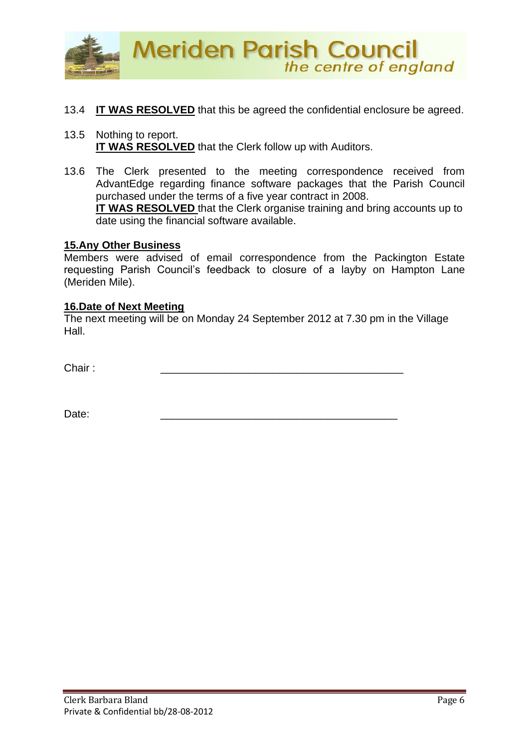13.4 **IT WAS RESOLVED** that this be agreed the confidential enclosure be agreed.

13.5 Nothing to report.
**IT WAS RESOLVED** that the Clerk follow up with Auditors.

13.6 The Clerk presented to the meeting correspondence received from AdvantEdge regarding finance software packages that the Parish Council purchased under the terms of a five year contract in 2008.
**IT WAS RESOLVED** that the Clerk organise training and bring accounts up to date using the financial software available.

**15.Any Other Business**

Members were advised of email correspondence from the Packington Estate requesting Parish Council's feedback to closure of a layby on Hampton Lane (Meriden Mile).

**16.Date of Next Meeting**

The next meeting will be on Monday 24 September 2012 at 7.30 pm in the Village Hall.

Chair : \_\_\_\_\_\_\_\_\_\_\_\_\_\_\_\_\_\_\_\_\_\_\_\_\_\_\_\_\_\_\_\_\_\_\_\_\_\_\_\_

Date: \_\_\_\_\_\_\_\_\_\_\_\_\_\_\_\_\_\_\_\_\_\_\_\_\_\_\_\_\_\_\_\_\_\_\_\_\_\_\_\_